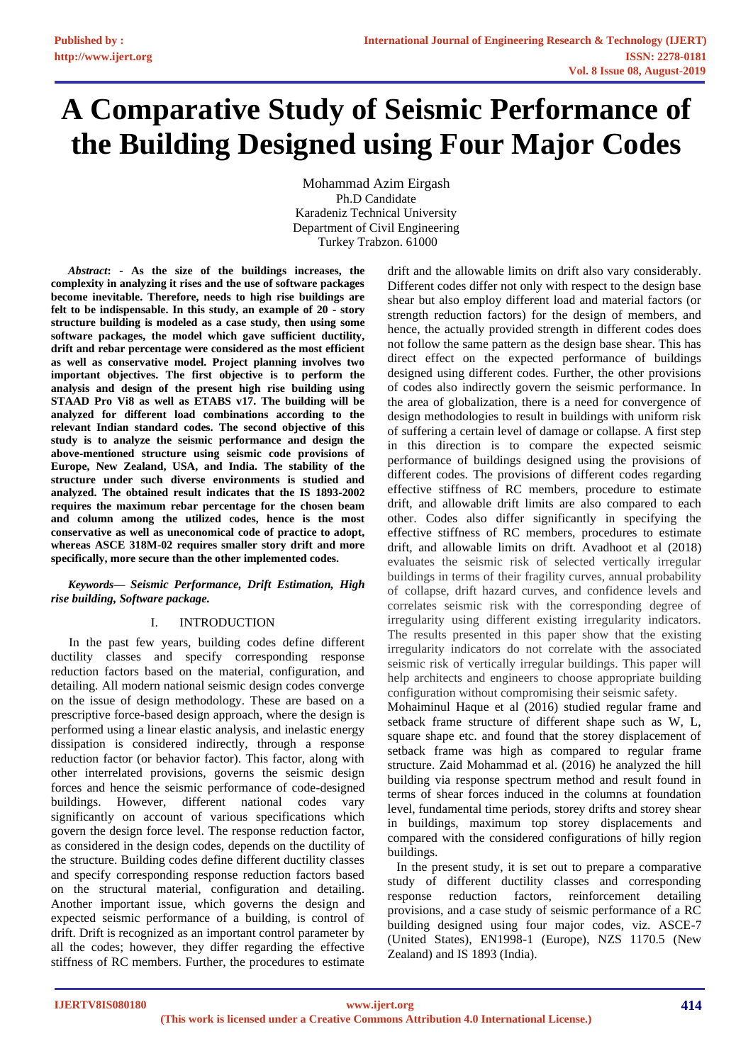# A Comparative Study of Seismic Performance of the Building Designed using Four Major Codes

Mohammad Azim Eirgash
Ph.D Candidate
Karadeniz Technical University
Department of Civil Engineering
Turkey Trabzon. 61000

***Abstract*: - As the size of the buildings increases, the complexity in analyzing it rises and the use of software packages become inevitable. Therefore, needs to high rise buildings are felt to be indispensable. In this study, an example of 20 - story structure building is modeled as a case study, then using some software packages, the model which gave sufficient ductility, drift and rebar percentage were considered as the most efficient as well as conservative model. Project planning involves two important objectives. The first objective is to perform the analysis and design of the present high rise building using STAAD Pro Vi8 as well as ETABS v17. The building will be analyzed for different load combinations according to the relevant Indian standard codes. The second objective of this study is to analyze the seismic performance and design the above-mentioned structure using seismic code provisions of Europe, New Zealand, USA, and India. The stability of the structure under such diverse environments is studied and analyzed. The obtained result indicates that the IS 1893-2002 requires the maximum rebar percentage for the chosen beam and column among the utilized codes, hence is the most conservative as well as uneconomical code of practice to adopt, whereas ASCE 318M-02 requires smaller story drift and more specifically, more secure than the other implemented codes.**

***Keywords— Seismic Performance, Drift Estimation, High rise building, Software package.***

## I. INTRODUCTION

In the past few years, building codes define different ductility classes and specify corresponding response reduction factors based on the material, configuration, and detailing. All modern national seismic design codes converge on the issue of design methodology. These are based on a prescriptive force-based design approach, where the design is performed using a linear elastic analysis, and inelastic energy dissipation is considered indirectly, through a response reduction factor (or behavior factor). This factor, along with other interrelated provisions, governs the seismic design forces and hence the seismic performance of code-designed buildings. However, different national codes vary significantly on account of various specifications which govern the design force level. The response reduction factor, as considered in the design codes, depends on the ductility of the structure. Building codes define different ductility classes and specify corresponding response reduction factors based on the structural material, configuration and detailing. Another important issue, which governs the design and expected seismic performance of a building, is control of drift. Drift is recognized as an important control parameter by all the codes; however, they differ regarding the effective stiffness of RC members. Further, the procedures to estimate drift and the allowable limits on drift also vary considerably. Different codes differ not only with respect to the design base shear but also employ different load and material factors (or strength reduction factors) for the design of members, and hence, the actually provided strength in different codes does not follow the same pattern as the design base shear. This has direct effect on the expected performance of buildings designed using different codes. Further, the other provisions of codes also indirectly govern the seismic performance. In the area of globalization, there is a need for convergence of design methodologies to result in buildings with uniform risk of suffering a certain level of damage or collapse. A first step in this direction is to compare the expected seismic performance of buildings designed using the provisions of different codes. The provisions of different codes regarding effective stiffness of RC members, procedure to estimate drift, and allowable drift limits are also compared to each other. Codes also differ significantly in specifying the effective stiffness of RC members, procedures to estimate drift, and allowable limits on drift. Avadhoot et al (2018) evaluates the seismic risk of selected vertically irregular buildings in terms of their fragility curves, annual probability of collapse, drift hazard curves, and confidence levels and correlates seismic risk with the corresponding degree of irregularity using different existing irregularity indicators. The results presented in this paper show that the existing irregularity indicators do not correlate with the associated seismic risk of vertically irregular buildings. This paper will help architects and engineers to choose appropriate building configuration without compromising their seismic safety.

Mohaiminul Haque et al (2016) studied regular frame and setback frame structure of different shape such as W, L, square shape etc. and found that the storey displacement of setback frame was high as compared to regular frame structure. Zaid Mohammad et al. (2016) he analyzed the hill building via response spectrum method and result found in terms of shear forces induced in the columns at foundation level, fundamental time periods, storey drifts and storey shear in buildings, maximum top storey displacements and compared with the considered configurations of hilly region buildings.

In the present study, it is set out to prepare a comparative study of different ductility classes and corresponding response reduction factors, reinforcement detailing provisions, and a case study of seismic performance of a RC building designed using four major codes, viz. ASCE-7 (United States), EN1998-1 (Europe), NZS 1170.5 (New Zealand) and IS 1893 (India).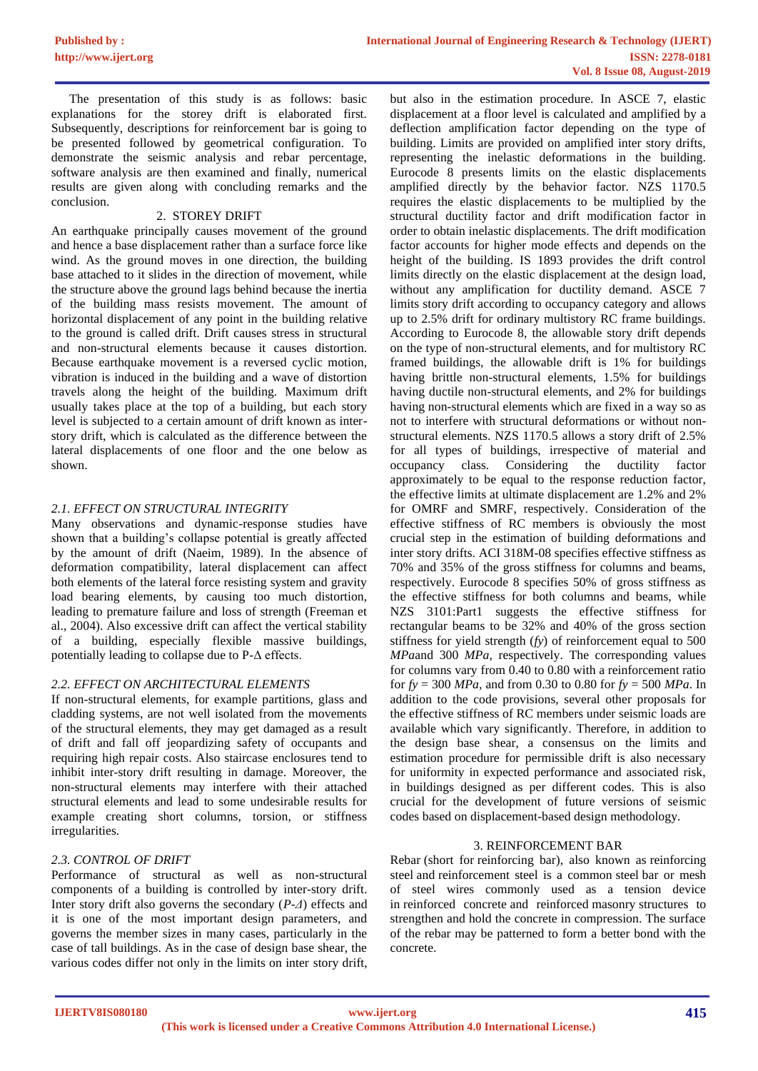The presentation of this study is as follows: basic explanations for the storey drift is elaborated first. Subsequently, descriptions for reinforcement bar is going to be presented followed by geometrical configuration. To demonstrate the seismic analysis and rebar percentage, software analysis then examined and finally, numerical results are given along with concluding remarks and the conclusion.

## 2. STOREY DRIFT

An earthquake principally causes movement of the ground and hence a base displacement rather than a surface force like wind. As the ground moves in one direction, the building base attached to it slides in the direction of movement, while the structure above the ground lags behind because the inertia of the building mass resists movement. The amount of horizontal displacement of any point in the building relative to the ground is called drift. Drift causes stress in structural and non-structural elements because it causes distortion. Because earthquake movement is a reversed cyclic motion, vibration is induced in the building and a wave of distortion travels along the height of the building. Maximum drift usually takes place at the top of a building, but each story level is subjected to a certain amount of drift known as inter-story drift, which is calculated as the difference between the lateral displacements of one floor and the one below as shown.

### *2.1. EFFECT ON STRUCTURAL INTEGRITY*

Many observations and dynamic-response studies have shown that a building's collapse potential is greatly affected by the amount of drift (Naeim, 1989). In the absence of deformation compatibility, lateral displacement can affect both elements of the lateral force resisting system and gravity load bearing elements, by causing too much distortion, leading to premature failure and loss of strength (Freeman et al., 2004). Also excessive drift can affect the vertical stability of a building, especially flexible massive buildings, potentially leading to collapse due to P-Δ effects.

### *2.2. EFFECT ON ARCHITECTURAL ELEMENTS*

If non-structural elements, for example partitions, glass and cladding systems, are not well isolated from the movements of the structural elements, they may get damaged as a result of drift and fall off jeopardizing safety of occupants and requiring high repair costs. Also staircase enclosures tend to inhibit inter-story drift resulting in damage. Moreover, the non-structural elements may interfere with their attached structural elements and lead to some undesirable results for example creating short columns, torsion, or stiffness irregularities.

### *2.3. CONTROL OF DRIFT*

Performance of structural as well as non-structural components of a building is controlled by inter-story drift. Inter story drift also governs the secondary (*P-Δ*) effects and it is one of the most important design parameters, and governs the member sizes in many cases, particularly in the case of tall buildings. As in the case of design base shear, the various codes differ not only in the limits on inter story drift, but also in the estimation procedure. In ASCE 7, elastic displacement at a floor level is calculated and amplified by a deflection amplification factor depending on the type of building. Limits are provided on amplified inter story drifts, representing the inelastic deformations in the building. Eurocode 8 presents limits on the elastic displacements amplified directly by the behavior factor. NZS 1170.5 requires the elastic displacements to be multiplied by the structural ductility factor and drift modification factor in order to obtain inelastic displacements. The drift modification factor accounts for higher mode effects and depends on the height of the building. IS 1893 provides the drift control limits directly on the elastic displacement at the design load, without any amplification for ductility demand. ASCE 7 limits story drift according to occupancy category and allows up to 2.5% drift for ordinary multistory RC frame buildings. According to Eurocode 8, the allowable story drift depends on the type of non-structural elements, and for multistory RC framed buildings, the allowable drift is 1% for buildings having brittle non-structural elements, 1.5% for buildings having ductile non-structural elements, and 2% for buildings having non-structural elements which are fixed in a way so as not to interfere with structural deformations or without non-structural elements. NZS 1170.5 allows a story drift of 2.5% for all types of buildings, irrespective of material and occupancy class. Considering the ductility factor approximately to be equal to the response reduction factor, the effective limits at ultimate displacement are 1.2% and 2% for OMRF and SMRF, respectively. Consideration of the effective stiffness of RC members is obviously the most crucial step in the estimation of building deformations and inter story drifts. ACI 318M-08 specifies effective stiffness as 70% and 35% of the gross stiffness for columns and beams, respectively. Eurocode 8 specifies 50% of gross stiffness as the effective stiffness for both columns and beams, while NZS 3101:Part1 suggests the effective stiffness for rectangular beams to be 32% and 40% of the gross section stiffness for yield strength ($f_y$) of reinforcement equal to 500 *MPa* and 300 *MPa*, respectively. The corresponding values for columns vary from 0.40 to 0.80 with a reinforcement ratio for $f_y$ = 300 *MPa*, and from 0.30 to 0.80 for $f_y$ = 500 *MPa*. In addition to the code provisions, several other proposals for the effective stiffness of RC members under seismic loads are available which vary significantly. Therefore, in addition to the design base shear, a consensus on the limits and estimation procedure for permissible drift is also necessary for uniformity in expected performance and associated risk, in buildings designed as per different codes. This is also crucial for the development of future versions of seismic codes based on displacement-based design methodology.

## 3. REINFORCEMENT BAR

Rebar (short for reinforcing bar), also known as reinforcing steel and reinforcement steel is a common steel bar or mesh of steel wires commonly used as a tension device in reinforced concrete and reinforced masonry structures to strengthen and hold the concrete in compression. The surface of the rebar may be patterned to form a better bond with the concrete.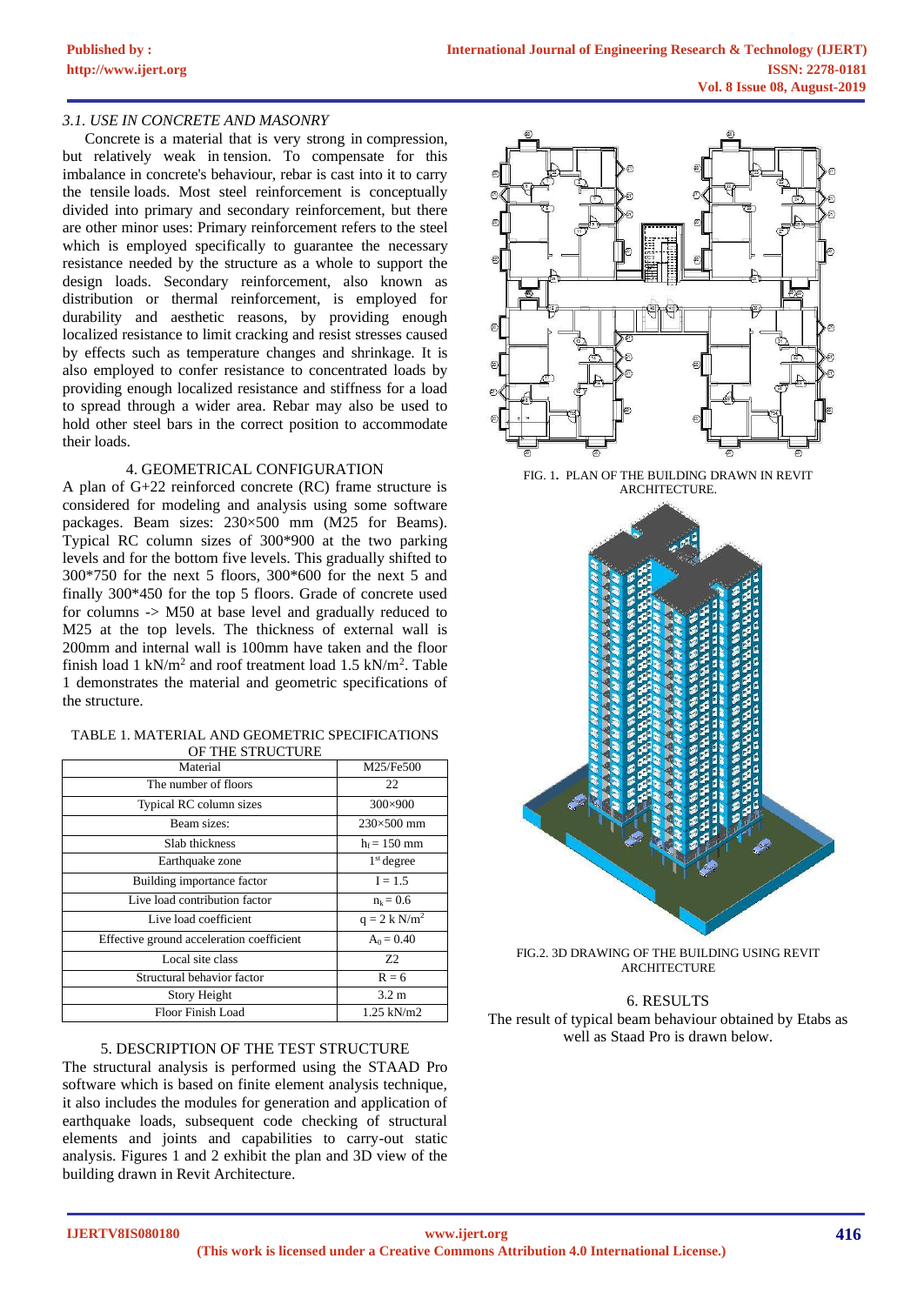### *3.1. USE IN CONCRETE AND MASONRY*

Concrete is a material that is very strong in compression, but relatively weak in tension. To compensate for this imbalance in concrete's behaviour, rebar is cast into it to carry the tensile loads. Most steel reinforcement is conceptually divided into primary and secondary reinforcement, but there are other minor uses: Primary reinforcement refers to the steel which is employed specifically to guarantee the necessary resistance needed by the structure as a whole to support the design loads. Secondary reinforcement, also known as distribution or thermal reinforcement, is employed for durability and aesthetic reasons, by providing enough localized resistance to limit cracking and resist stresses caused by effects such as temperature changes and shrinkage. It is also employed to confer resistance to concentrated loads by providing enough localized resistance and stiffness for a load to spread through a wider area. Rebar may also be used to hold other steel bars in the correct position to accommodate their loads.

## 4. GEOMETRICAL CONFIGURATION

A plan of G+22 reinforced concrete (RC) frame structure is considered for modeling and analysis using some software packages. Beam sizes: 230×500 mm (M25 for Beams). Typical RC column sizes of 300*900 at the two parking levels and for the bottom five levels. This gradually shifted to 300*750 for the next 5 floors, 300*600 for the next 5 and finally 300*450 for the top 5 floors. Grade of concrete used for columns -> M50 at base level and gradually reduced to M25 at the top levels. The thickness of external wall is 200mm and internal wall is 100mm have taken and the floor finish load 1 kN/m$^2$ and roof treatment load 1.5 kN/m$^2$. Table 1 demonstrates the material and geometric specifications of the structure.

TABLE 1. MATERIAL AND GEOMETRIC SPECIFICATIONS OF THE STRUCTURE

| Material | M25/Fe500 |
|---|---|
| The number of floors | 22 |
| Typical RC column sizes | 300×900 |
| Beam sizes: | 230×500 mm |
| Slab thickness | $h_f$ = 150 mm |
| Earthquake zone | 1$^{st}$ degree |
| Building importance factor | I = 1.5 |
| Live load contribution factor | $n_k$ = 0.6 |
| Live load coefficient | q = 2 k N/m$^2$ |
| Effective ground acceleration coefficient | $A_0$ = 0.40 |
| Local site class | Z2 |
| Structural behavior factor | R = 6 |
| Story Height | 3.2 m |
| Floor Finish Load | 1.25 kN/m2 |

## 5. DESCRIPTION OF THE TEST STRUCTURE

The structural analysis is performed using the STAAD Pro software which is based on finite element analysis technique, it also includes the modules for generation and application of earthquake loads, subsequent code checking of structural elements and joints and capabilities to carry-out static analysis. Figures 1 and 2 exhibit the plan and 3D view of the building drawn in Revit Architecture.

FIG. 1. PLAN OF THE BUILDING DRAWN IN REVIT ARCHITECTURE.

FIG.2. 3D DRAWING OF THE BUILDING USING REVIT ARCHITECTURE

## 6. RESULTS

The result of typical beam behaviour obtained by Etabs as well as Staad Pro is drawn below.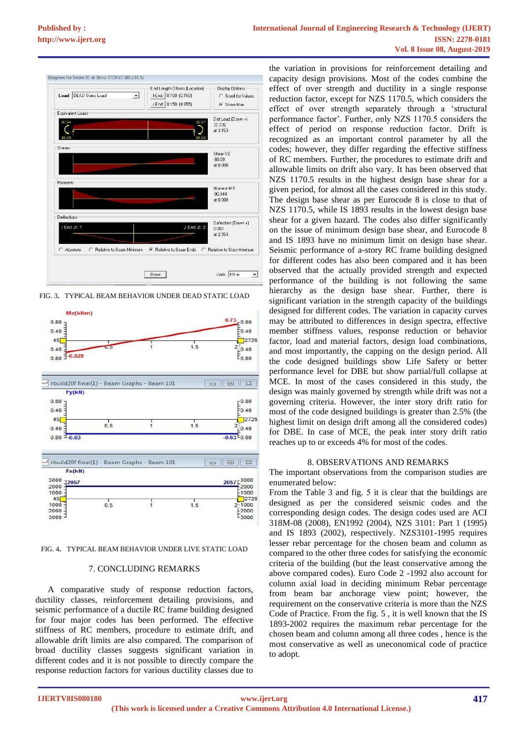FIG. 3. TYPICAL BEAM BEHAVIOR UNDER DEAD STATIC LOAD

FIG. 4. TYPICAL BEAM BEHAVIOR UNDER LIVE STATIC LOAD

## 7. CONCLUDING REMARKS

A comparative study of response reduction factors, ductility classes, reinforcement detailing provisions, and seismic performance of a ductile RC frame building designed for four major codes has been performed. The effective stiffness of RC members, procedure to estimate drift, and allowable drift limits are also compared. The comparison of broad ductility classes suggests significant variation in different codes and it is not possible to directly compare the response reduction factors for various ductility classes due to the variation in provisions for reinforcement detailing and capacity design provisions. Most of the codes combine the effect of over strength and ductility in a single response reduction factor, except for NZS 1170.5, which considers the effect of over strength separately through a 'structural performance factor'. Further, only NZS 1170.5 considers the effect of period on response reduction factor. Drift is recognized as an important control parameter by all the codes; however, they differ regarding the effective stiffness of RC members. Further, the procedures to estimate drift and allowable limits on drift also vary. It has been observed that NZS 1170.5 results in the highest design base shear for a given period, for almost all the cases considered in this study. The design base shear as per Eurocode 8 is close to that of NZS 1170.5, while IS 1893 results in the lowest design base shear for a given hazard. The codes also differ significantly on the issue of minimum design base shear, and Eurocode 8 and IS 1893 have no minimum limit on design base shear. Seismic performance of a-story RC frame building designed for different codes has also been compared and it has been observed that the actually provided strength and expected performance of the building is not following the same hierarchy as the design base shear. Further, there is significant variation in the strength capacity of the buildings designed for different codes. The variation in capacity curves may be attributed to differences in design spectra, effective member stiffness values, response reduction or behavior factor, load and material factors, design load combinations, and most importantly, the capping on the design period. All the code designed buildings show Life Safety or better performance level for DBE but show partial/full collapse at MCE. In most of the cases considered in this study, the design was mainly governed by strength while drift was not a governing criteria. However, the inter story drift ratio for most of the code designed buildings is greater than 2.5% (the highest limit on design drift among all the considered codes) for DBE. In case of MCE, the peak inter story drift ratio reaches up to or exceeds 4% for most of the codes.

## 8. OBSERVATIONS AND REMARKS

The important observations from the comparison studies are enumerated below:

From the Table 3 and fig. 5 it is clear that the buildings are designed as per the considered seismic codes and the corresponding design codes. The design codes used are ACI 318M-08 (2008), EN1992 (2004), NZS 3101: Part 1 (1995) and IS 1893 (2002), respectively. NZS3101-1995 requires lesser rebar percentage for the chosen beam and column as compared to the other three codes for satisfying the economic criteria of the building (but the least conservative among the above compared codes). Euro Code 2 -1992 also account for column axial load in deciding minimum Rebar percentage from beam bar anchorage view point; however, the requirement on the conservative criteria is more than the NZS Code of Practice. From the fig. 5 , it is well known that the IS 1893-2002 requires the maximum rebar percentage for the chosen beam and column among all three codes , hence is the most conservative as well as uneconomical code of practice to adopt.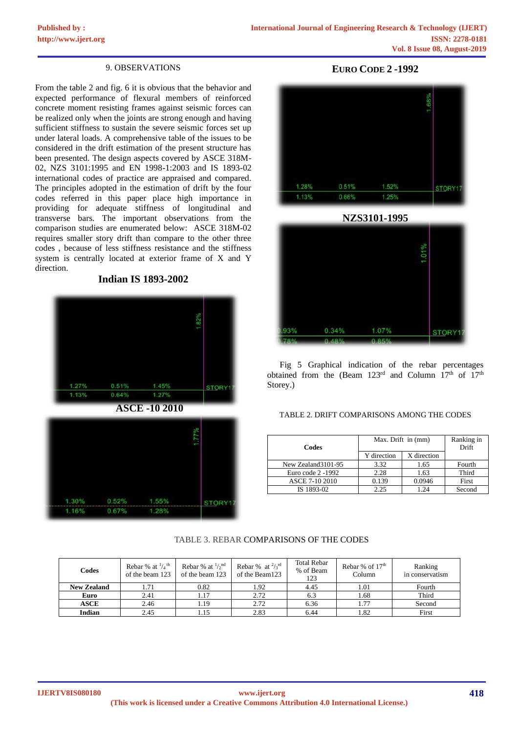## 9. OBSERVATIONS

From the table 2 and fig. 6 it is obvious that the behavior and expected performance of flexural members of reinforced concrete moment resisting frames against seismic forces can be realized only when the joints are strong enough and having sufficient stiffness to sustain the severe seismic forces set up under lateral loads. A comprehensive table of the issues to be considered in the drift estimation of the present structure has been presented. The design aspects covered by ASCE 318M-02, NZS 3101:1995 and EN 1998-1:2003 and IS 1893-02 international codes of practice are appraised and compared. The principles adopted in the estimation of drift by the four codes referred in this paper place high importance in providing for adequate stiffness of longitudinal and transverse bars. The important observations from the comparison studies are enumerated below: ASCE 318M-02 requires smaller story drift than compare to the other three codes , because of less stiffness resistance and the stiffness system is centrally located at exterior frame of X and Y direction.

**Indian IS 1893-2002**

1.82%

| 1.27% | 0.51% | 1.45% | STORY17 |
|---|---|---|---|
| 1.13% | 0.64% | 1.27% | |

**ASCE -10 2010**

1.77%

| 1.30% | 0.52% | 1.55% | STORY17 |
|---|---|---|---|
| 1.16% | 0.67% | 1.28% | |

**EURO CODE 2 -1992**

1.68%

| 1.28% | 0.51% | 1.52% | STORY17 |
|---|---|---|---|
| 1.13% | 0.66% | 1.25% | |

**NZS3101-1995**

1.01%

| 0.93% | 0.34% | 1.07% | STORY17 |
|---|---|---|---|
| 0.78% | 0.48% | 0.85% | |

Fig 5 Graphical indication of the rebar percentages obtained from the (Beam 123[rd] and Column 17[th] of 17[th] Storey.)

TABLE 2. DRIFT COMPARISONS AMONG THE CODES

| Codes | Max. Drift in (mm) | | Ranking in Drift |
|---|---|---|---|
| | Y direction | X direction | |
| New Zealand3101-95 | 3.32 | 1.65 | Fourth |
| Euro code 2 -1992 | 2.28 | 1.63 | Third |
| ASCE 7-10 2010 | 0.139 | 0.0946 | First |
| IS 1893-02 | 2.25 | 1.24 | Second |

TABLE 3. REBAR COMPARISONS OF THE CODES

| Codes | Rebar % at $^{1}/_{4}$ th of the beam 123 | Rebar % at $^{1}/_{2}$ nd of the beam 123 | Rebar % at $^{2}/_{3}$ rd of the Beam123 | Total Rebar % of Beam 123 | Rebar % of 17th Column | Ranking in conservatism |
|---|---|---|---|---|---|---|
| **New Zealand** | 1.71 | 0.82 | 1.92 | 4.45 | 1.01 | Fourth |
| **Euro** | 2.41 | 1.17 | 2.72 | 6.3 | 1.68 | Third |
| **ASCE** | 2.46 | 1.19 | 2.72 | 6.36 | 1.77 | Second |
| **Indian** | 2.45 | 1.15 | 2.83 | 6.44 | 1.82 | First |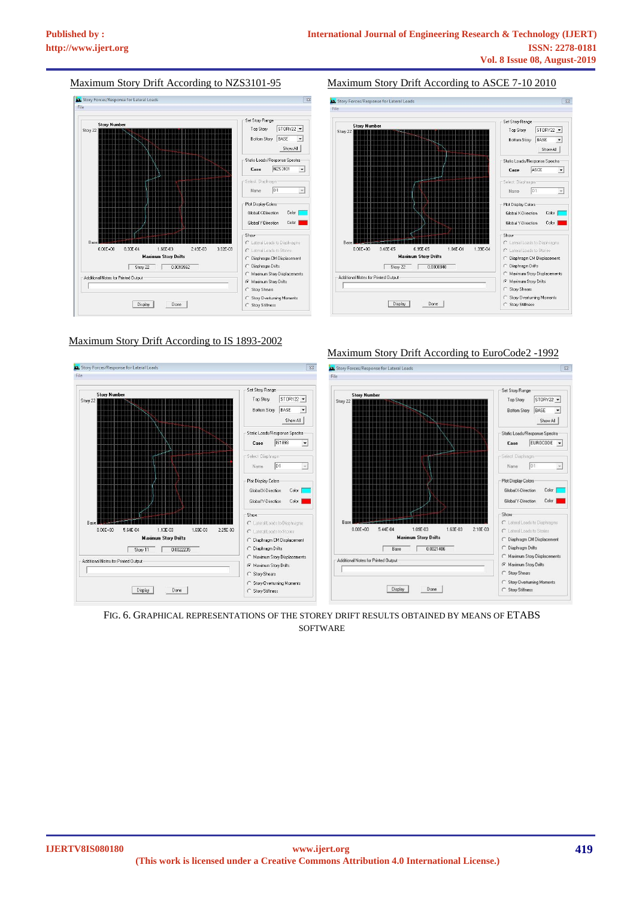Maximum Story Drift According to NZS3101-95

Maximum Story Drift According to ASCE 7-10 2010

Maximum Story Drift According to IS 1893-2002

Maximum Story Drift According to EuroCode2 -1992

FIG. 6. GRAPHICAL REPRESENTATIONS OF THE STOREY DRIFT RESULTS OBTAINED BY MEANS OF ETABS SOFTWARE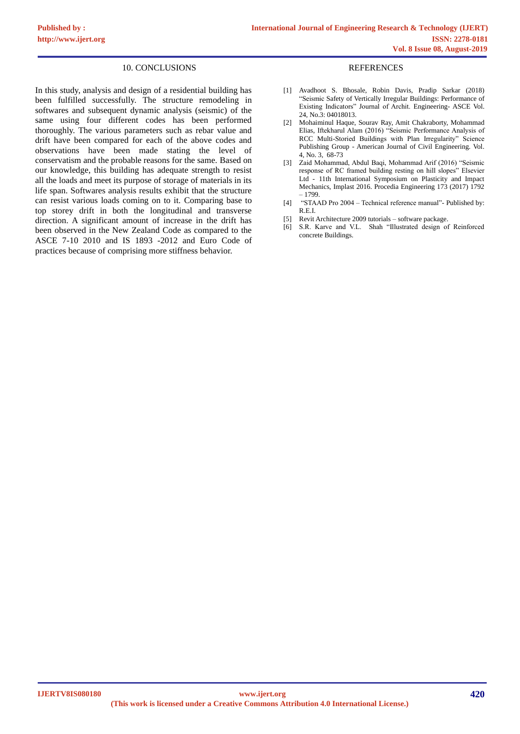## 10. CONCLUSIONS

In this study, analysis and design of a residential building has been fulfilled successfully. The structure remodeling in softwares and subsequent dynamic analysis (seismic) of the same using four different codes has been performed thoroughly. The various parameters such as rebar value and drift have been compared for each of the above codes and observations have been made stating the level of conservatism and the probable reasons for the same. Based on our knowledge, this building has adequate strength to resist all the loads and meet its purpose of storage of materials in its life span. Softwares analysis results exhibit that the structure can resist various loads coming on to it. Comparing base to top storey drift in both the longitudinal and transverse direction. A significant amount of increase in the drift has been observed in the New Zealand Code as compared to the ASCE 7-10 2010 and IS 1893 -2012 and Euro Code of practices because of comprising more stiffness behavior.

## REFERENCES

[1] Avadhoot S. Bhosale, Robin Davis, Pradip Sarkar (2018) "Seismic Safety of Vertically Irregular Buildings: Performance of Existing Indicators" Journal of Archit. Engineering- ASCE Vol. 24, No.3: 04018013.

[2] Mohaiminul Haque, Sourav Ray, Amit Chakraborty, Mohammad Elias, Iftekharul Alam (2016) "Seismic Performance Analysis of RCC Multi-Storied Buildings with Plan Irregularity" Science Publishing Group - American Journal of Civil Engineering. Vol. 4, No. 3, 68-73

[3] Zaid Mohammad, Abdul Baqi, Mohammad Arif (2016) "Seismic response of RC framed building resting on hill slopes" Elsevier Ltd - 11th International Symposium on Plasticity and Impact Mechanics, Implast 2016. Procedia Engineering 173 (2017) 1792 – 1799.

[4] "STAAD Pro 2004 – Technical reference manual"- Published by: R.E.I.

[5] Revit Architecture 2009 tutorials – software package.

[6] S.R. Karve and V.L. Shah "Illustrated design of Reinforced concrete Buildings.